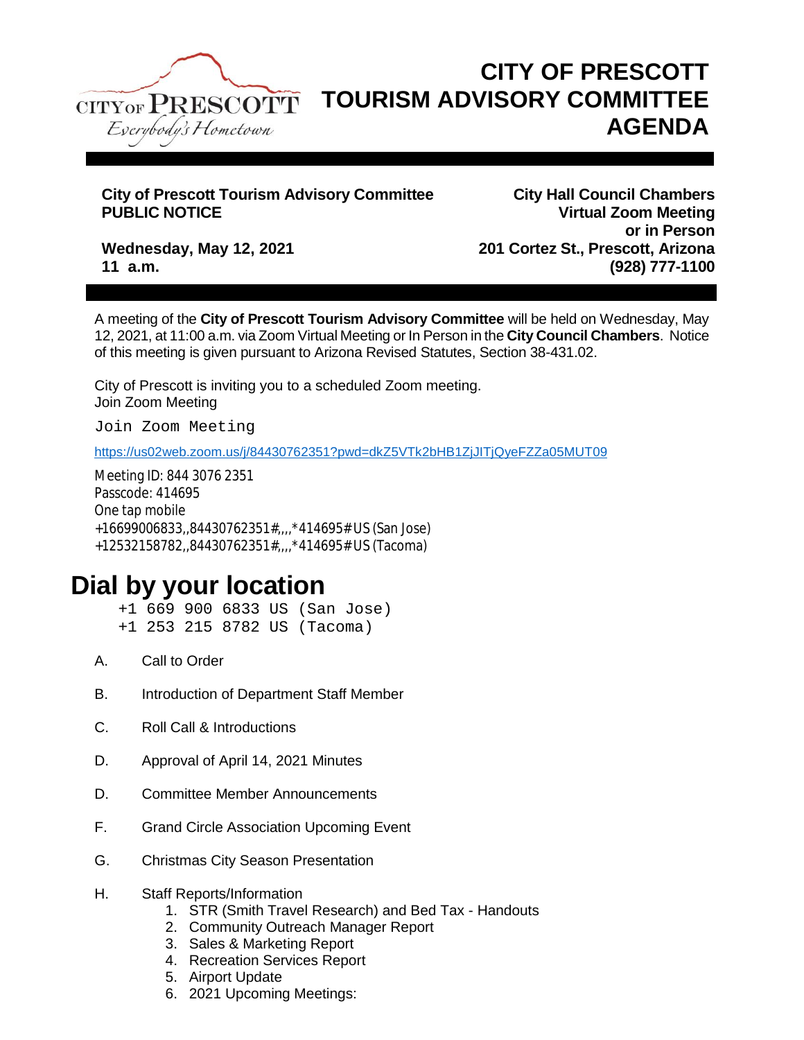# CITY OF PRESCOTT TOURISM ADVISORY COMMITTEE AGENDA

**City of Prescott Tourism Advisory Committee**
**PUBLIC NOTICE**

**Wednesday, May 12, 2021**
**11 a.m.**

**City Hall Council Chambers**
**Virtual Zoom Meeting**
**or in Person**
**201 Cortez St., Prescott, Arizona**
**(928) 777-1100**

A meeting of the **City of Prescott Tourism Advisory Committee** will be held on Wednesday, May 12, 2021, at 11:00 a.m. via Zoom Virtual Meeting or In Person in the **City Council Chambers**. Notice of this meeting is given pursuant to Arizona Revised Statutes, Section 38-431.02.

City of Prescott is inviting you to a scheduled Zoom meeting.
Join Zoom Meeting

Join Zoom Meeting

https://us02web.zoom.us/j/84430762351?pwd=dkZ5VTk2bHB1ZjJITjQyeFZZa05MUT09

Meeting ID: 844 3076 2351
Passcode: 414695
One tap mobile
+16699006833,,84430762351#,,,,*414695# US (San Jose)
+12532158782,,84430762351#,,,,*414695# US (Tacoma)

## Dial by your location

+1 669 900 6833 US (San Jose)
+1 253 215 8782 US (Tacoma)

A. Call to Order

B. Introduction of Department Staff Member

C. Roll Call & Introductions

D. Approval of April 14, 2021 Minutes

D. Committee Member Announcements

F. Grand Circle Association Upcoming Event

G. Christmas City Season Presentation

H. Staff Reports/Information
   1. STR (Smith Travel Research) and Bed Tax - Handouts
   2. Community Outreach Manager Report
   3. Sales & Marketing Report
   4. Recreation Services Report
   5. Airport Update
   6. 2021 Upcoming Meetings: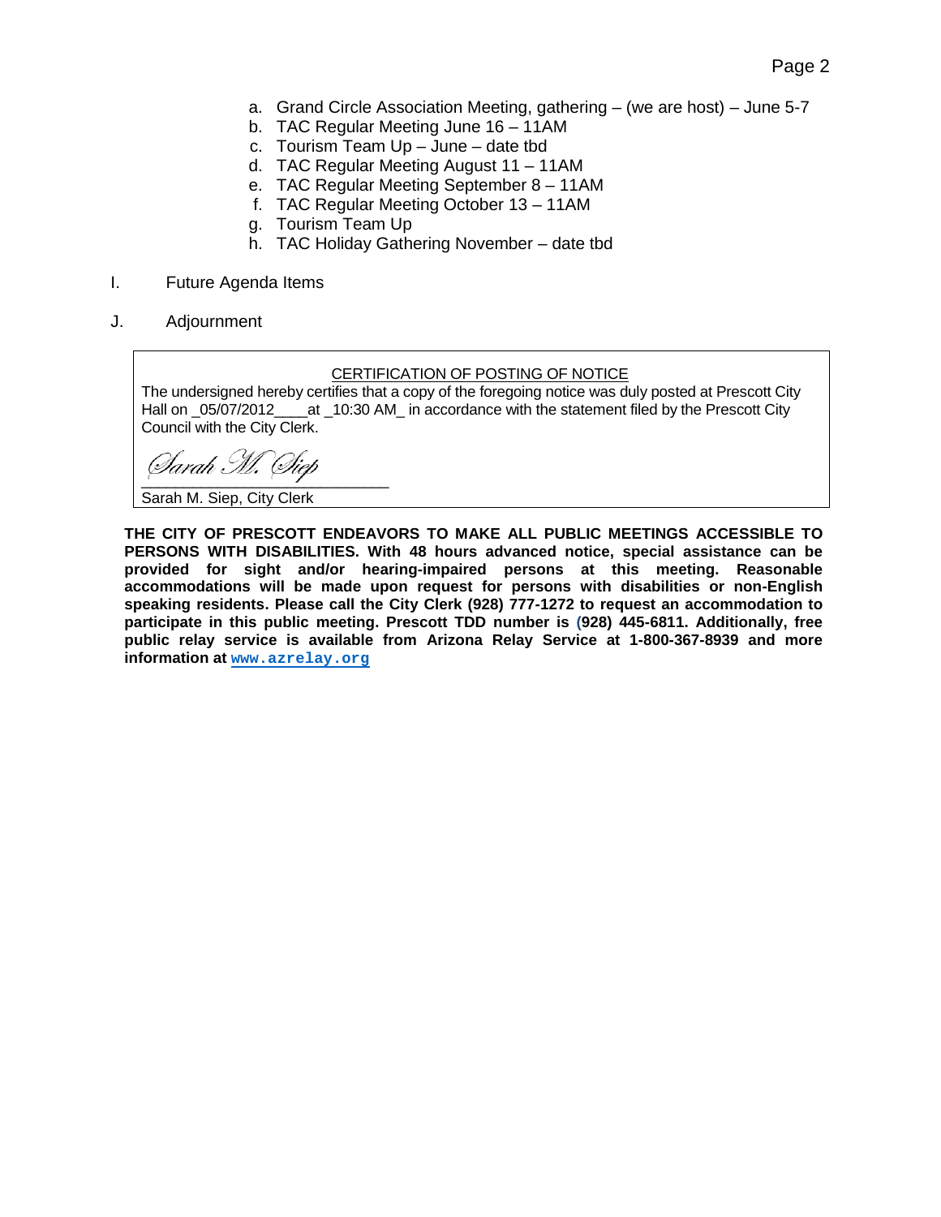a. Grand Circle Association Meeting, gathering – (we are host) – June 5-7
b. TAC Regular Meeting June 16 – 11AM
c. Tourism Team Up – June – date tbd
d. TAC Regular Meeting August 11 – 11AM
e. TAC Regular Meeting September 8 – 11AM
f. TAC Regular Meeting October 13 – 11AM
g. Tourism Team Up
h. TAC Holiday Gathering November – date tbd

I. Future Agenda Items

J. Adjournment

CERTIFICATION OF POSTING OF NOTICE

The undersigned hereby certifies that a copy of the foregoing notice was duly posted at Prescott City Hall on _05/07/2012____at _10:30 AM_ in accordance with the statement filed by the Prescott City Council with the City Clerk.

Sarah M. Siep

_______________________________

Sarah M. Siep, City Clerk

**THE CITY OF PRESCOTT ENDEAVORS TO MAKE ALL PUBLIC MEETINGS ACCESSIBLE TO PERSONS WITH DISABILITIES. With 48 hours advanced notice, special assistance can be provided for sight and/or hearing-impaired persons at this meeting. Reasonable accommodations will be made upon request for persons with disabilities or non-English speaking residents. Please call the City Clerk (928) 777-1272 to request an accommodation to participate in this public meeting. Prescott TDD number is (928) 445-6811. Additionally, free public relay service is available from Arizona Relay Service at 1-800-367-8939 and more information at [www.azrelay.org](http://www.azrelay.org)**